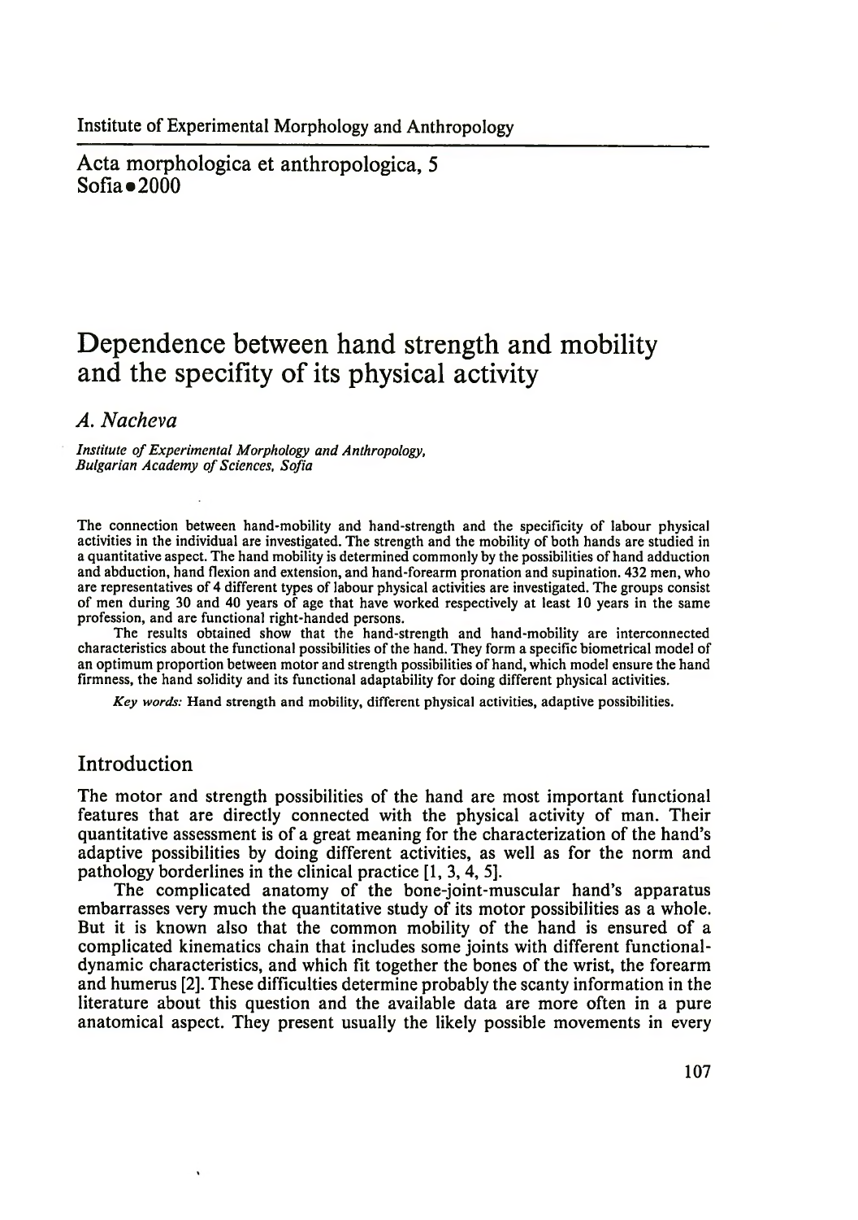Institute of Experimental Morphology and Anthropology

Acta morphologica et anthropologica, 5
Sofia • 2000

# Dependence between hand strength and mobility and the specifity of its physical activity

*A. Nacheva*

*Institute of Experimental Morphology and Anthropology, Bulgarian Academy of Sciences, Sofia*

The connection between hand-mobility and hand-strength and the specificity of labour physical activities in the individual are investigated. The strength and the mobility of both hands are studied in a quantitative aspect. The hand mobility is determined commonly by the possibilities of hand adduction and abduction, hand flexion and extension, and hand-forearm pronation and supination. 432 men, who are representatives of 4 different types of labour physical activities are investigated. The groups consist of men during 30 and 40 years of age that have worked respectively at least 10 years in the same profession, and are functional right-handed persons.

The results obtained show that the hand-strength and hand-mobility are interconnected characteristics about the functional possibilities of the hand. They form a specific biometrical model of an optimum proportion between motor and strength possibilities of hand, which model ensure the hand firmness, the hand solidity and its functional adaptability for doing different physical activities.

*Key words:* Hand strength and mobility, different physical activities, adaptive possibilities.

## Introduction

The motor and strength possibilities of the hand are most important functional features that are directly connected with the physical activity of man. Their quantitative assessment is of a great meaning for the characterization of the hand's adaptive possibilities by doing different activities, as well as for the norm and pathology borderlines in the clinical practice [1, 3, 4, 5].

The complicated anatomy of the bone-joint-muscular hand's apparatus embarrasses very much the quantitative study of its motor possibilities as a whole. But it is known also that the common mobility of the hand is ensured of a complicated kinematics chain that includes some joints with different functional-dynamic characteristics, and which fit together the bones of the wrist, the forearm and humerus [2]. These difficulties determine probably the scanty information in the literature about this question and the available data are more often in a pure anatomical aspect. They present usually the likely possible movements in every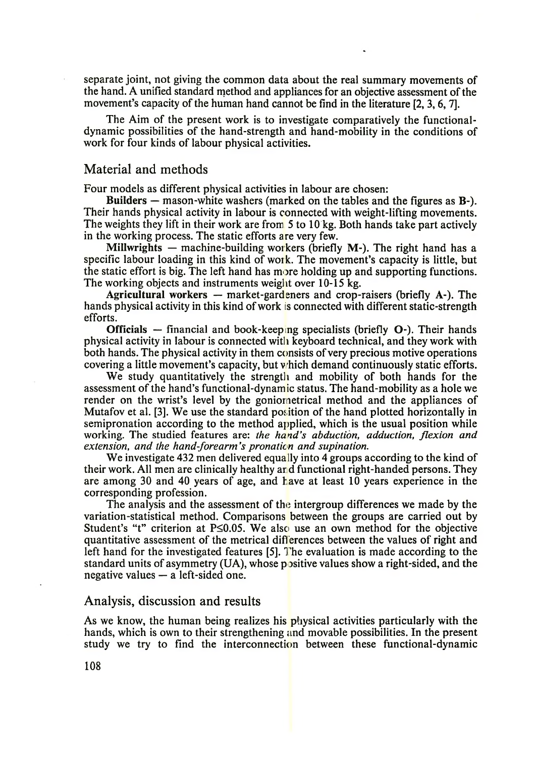separate joint, not giving the common data about the real summary movements of the hand. A unified standard method and appliances for an objective assessment of the movement's capacity of the human hand cannot be find in the literature [2, 3, 6, 7].

The Aim of the present work is to investigate comparatively the functional-dynamic possibilities of the hand-strength and hand-mobility in the conditions of work for four kinds of labour physical activities.

## Material and methods

Four models as different physical activities in labour are chosen:

**Builders** — mason-white washers (marked on the tables and the figures as **B-**). Their hands physical activity in labour is connected with weight-lifting movements. The weights they lift in their work are from 5 to 10 kg. Both hands take part actively in the working process. The static efforts are very few.

**Millwrights** — machine-building workers (briefly **M-**). The right hand has a specific labour loading in this kind of work. The movement's capacity is little, but the static effort is big. The left hand has more holding up and supporting functions. The working objects and instruments weight over 10-15 kg.

**Agricultural workers** — market-gardeners and crop-raisers (briefly **A-**). The hands physical activity in this kind of work is connected with different static-strength efforts.

**Officials** — financial and book-keeping specialists (briefly **O-**). Their hands physical activity in labour is connected with keyboard technical, and they work with both hands. The physical activity in them consists of very precious motive operations covering a little movement's capacity, but which demand continuously static efforts.

We study quantitatively the strength and mobility of both hands for the assessment of the hand's functional-dynamic status. The hand-mobility as a hole we render on the wrist's level by the goniometrical method and the appliances of Mutafov et al. [3]. We use the standard position of the hand plotted horizontally in semipronation according to the method applied, which is the usual position while working. The studied features are: *the hand's abduction, adduction, flexion and extension, and the hand-forearm's pronation and supination.*

We investigate 432 men delivered equally into 4 groups according to the kind of their work. All men are clinically healthy and functional right-handed persons. They are among 30 and 40 years of age, and have at least 10 years experience in the corresponding profession.

The analysis and the assessment of the intergroup differences we made by the variation-statistical method. Comparisons between the groups are carried out by Student's "t" criterion at $P \leq 0.05$. We also use an own method for the objective quantitative assessment of the metrical differences between the values of right and left hand for the investigated features [5]. The evaluation is made according to the standard units of asymmetry (UA), whose positive values show a right-sided, and the negative values — a left-sided one.

## Analysis, discussion and results

As we know, the human being realizes his physical activities particularly with the hands, which is own to their strengthening and movable possibilities. In the present study we try to find the interconnection between these functional-dynamic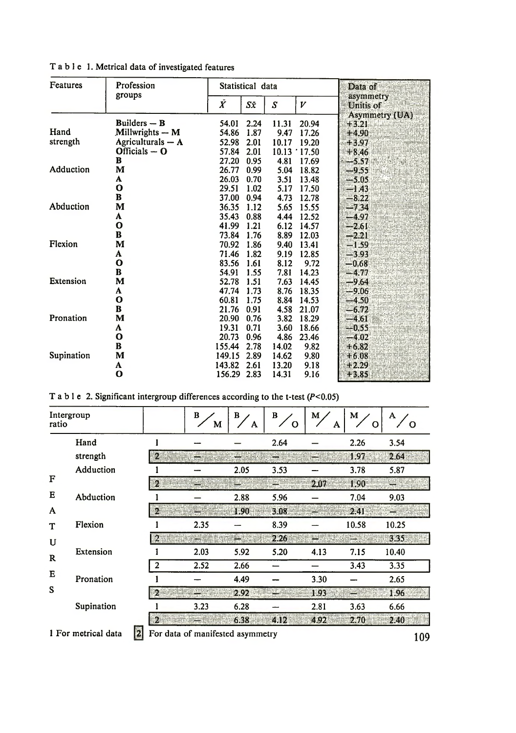Table 1. Metrical data of investigated features

| Features | Profession groups | Statistical data | | | | Data of asymmetry Unitis of Asymmetry (UA) |
|---|---|---|---|---|---|---|
| | | $\bar{X}$ | $S\bar{x}$ | $S$ | $V$ | |
| Hand strength | Builders — B | 54.01 | 2.24 | 11.31 | 20.94 | +3.21 |
| | Millwrights — M | 54.86 | 1.87 | 9.47 | 17.26 | +4.90 |
| | Agriculturals — A | 52.98 | 2.01 | 10.17 | 19.20 | +3.97 |
| | Officials — O | 57.84 | 2.01 | 10.13 | 17.50 | +8.46 |
| Adduction | B | 27.20 | 0.95 | 4.81 | 17.69 | −5.57 |
| | M | 26.77 | 0.99 | 5.04 | 18.82 | −9.55 |
| | A | 26.03 | 0.70 | 3.51 | 13.48 | −5.05 |
| | O | 29.51 | 1.02 | 5.17 | 17.50 | −1.43 |
| Abduction | B | 37.00 | 0.94 | 4.73 | 12.78 | −8.22 |
| | M | 36.35 | 1.12 | 5.65 | 15.55 | −7.34 |
| | A | 35.43 | 0.88 | 4.44 | 12.52 | −4.97 |
| | O | 41.99 | 1.21 | 6.12 | 14.57 | −2.61 |
| Flexion | B | 73.84 | 1.76 | 8.89 | 12.03 | −2.21 |
| | M | 70.92 | 1.86 | 9.40 | 13.41 | −1.59 |
| | A | 71.46 | 1.82 | 9.19 | 12.85 | −3.93 |
| | O | 83.56 | 1.61 | 8.12 | 9.72 | −0.68 |
| Extension | B | 54.91 | 1.55 | 7.81 | 14.23 | −4.77 |
| | M | 52.78 | 1.51 | 7.63 | 14.45 | −9.64 |
| | A | 47.74 | 1.73 | 8.76 | 18.35 | −9.06 |
| | O | 60.81 | 1.75 | 8.84 | 14.53 | −4.50 |
| Pronation | B | 21.76 | 0.91 | 4.58 | 21.07 | −6.72 |
| | M | 20.90 | 0.76 | 3.82 | 18.29 | −4.61 |
| | A | 19.31 | 0.71 | 3.60 | 18.66 | −0.55 |
| | O | 20.73 | 0.96 | 4.86 | 23.46 | −4.02 |
| Supination | B | 155.44 | 2.78 | 14.02 | 9.82 | +6.82 |
| | M | 149.15 | 2.89 | 14.62 | 9.80 | +6.08 |
| | A | 143.82 | 2.61 | 13.20 | 9.18 | +2.29 |
| | O | 156.29 | 2.83 | 14.31 | 9.16 | +3.85 |

Table 2. Significant intergroup differences according to the t-test ($P<0.05$)

| Intergroup ratio | | B/M | B/A | B/O | M/A | M/O | A/O |
|---|---|---|---|---|---|---|---|
| Hand strength | 1 | — | — | 2.64 | — | 2.26 | 3.54 |
| | 2 | — | — | — | — | 1.97 | 2.64 |
| Adduction | 1 | — | 2.05 | 3.53 | — | 3.78 | 5.87 |
| | 2 | — | — | — | 2.07 | 1.90 | — |
| Abduction | 1 | — | 2.88 | 5.96 | — | 7.04 | 9.03 |
| | 2 | — | 1.90 | 3.08 | — | 2.41 | — |
| Flexion | 1 | 2.35 | — | 8.39 | — | 10.58 | 10.25 |
| | 2 | — | — | 2.26 | — | — | 3.35 |
| Extension | 1 | 2.03 | 5.92 | 5.20 | 4.13 | 7.15 | 10.40 |
| | 2 | 2.52 | 2.66 | — | — | 3.43 | 3.35 |
| Pronation | 1 | — | 4.49 | — | 3.30 | — | 2.65 |
| | 2 | — | 2.92 | — | 1.93 | — | 1.96 |
| Supination | 1 | 3.23 | 6.28 | — | 2.81 | 3.63 | 6.66 |
| | 2 | — | 6.38 | 4.12 | 4.92 | 2.70 | 2.40 |

1 For metrical data  2 For data of manifested asymmetry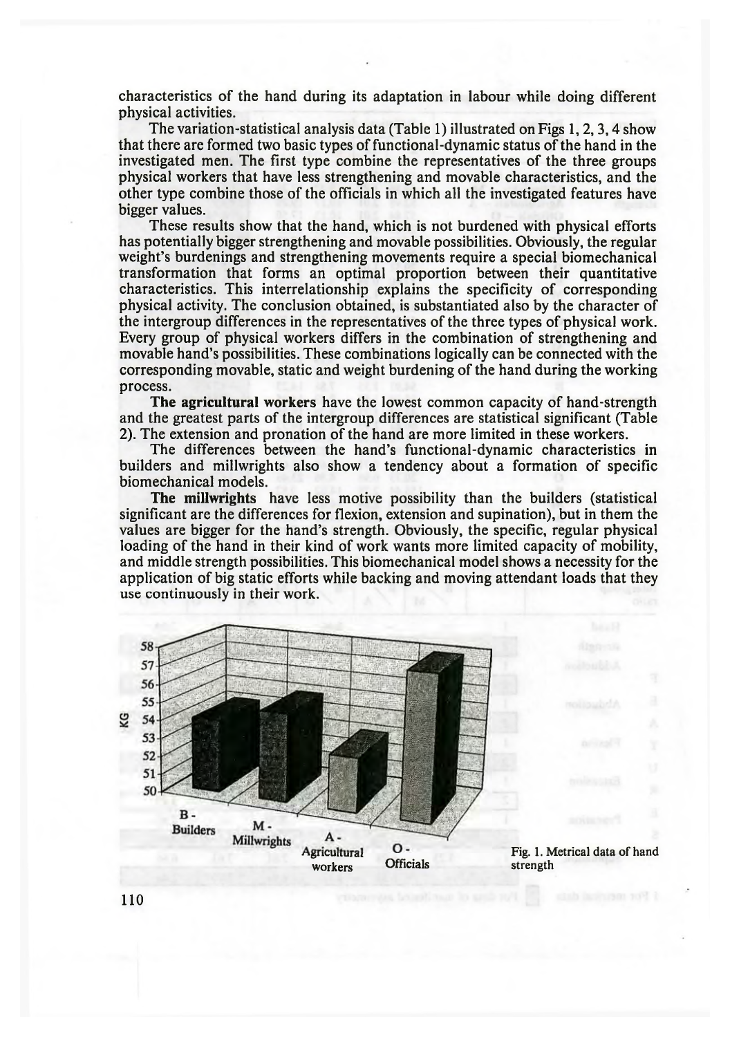characteristics of the hand during its adaptation in labour while doing different physical activities.

The variation-statistical analysis data (Table 1) illustrated on Figs 1, 2, 3, 4 show that there are formed two basic types of functional-dynamic status of the hand in the investigated men. The first type combine the representatives of the three groups physical workers that have less strengthening and movable characteristics, and the other type combine those of the officials in which all the investigated features have bigger values.

These results show that the hand, which is not burdened with physical efforts has potentially bigger strengthening and movable possibilities. Obviously, the regular weight's burdenings and strengthening movements require a special biomechanical transformation that forms an optimal proportion between their quantitative characteristics. This interrelationship explains the specificity of corresponding physical activity. The conclusion obtained, is substantiated also by the character of the intergroup differences in the representatives of the three types of physical work. Every group of physical workers differs in the combination of strengthening and movable hand's possibilities. These combinations logically can be connected with the corresponding movable, static and weight burdening of the hand during the working process.

**The agricultural workers** have the lowest common capacity of hand-strength and the greatest parts of the intergroup differences are statistical significant (Table 2). The extension and pronation of the hand are more limited in these workers.

The differences between the hand's functional-dynamic characteristics in builders and millwrights also show a tendency about a formation of specific biomechanical models.

**The millwrights** have less motive possibility than the builders (statistical significant are the differences for flexion, extension and supination), but in them the values are bigger for the hand's strength. Obviously, the specific, regular physical loading of the hand in their kind of work wants more limited capacity of mobility, and middle strength possibilities. This biomechanical model shows a necessity for the application of big static efforts while backing and moving attendant loads that they use continuously in their work.

Fig. 1. Metrical data of hand strength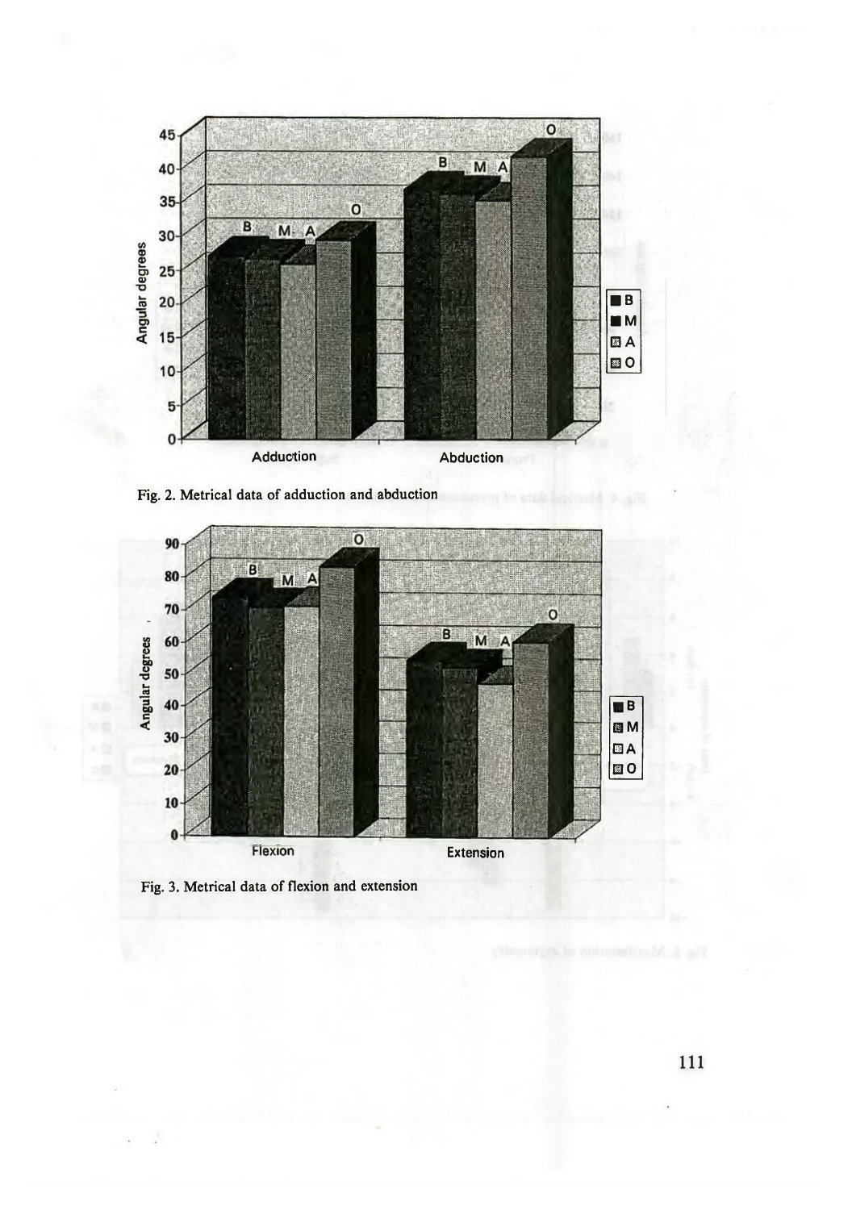Fig. 2. Metrical data of adduction and abduction

Fig. 3. Metrical data of flexion and extension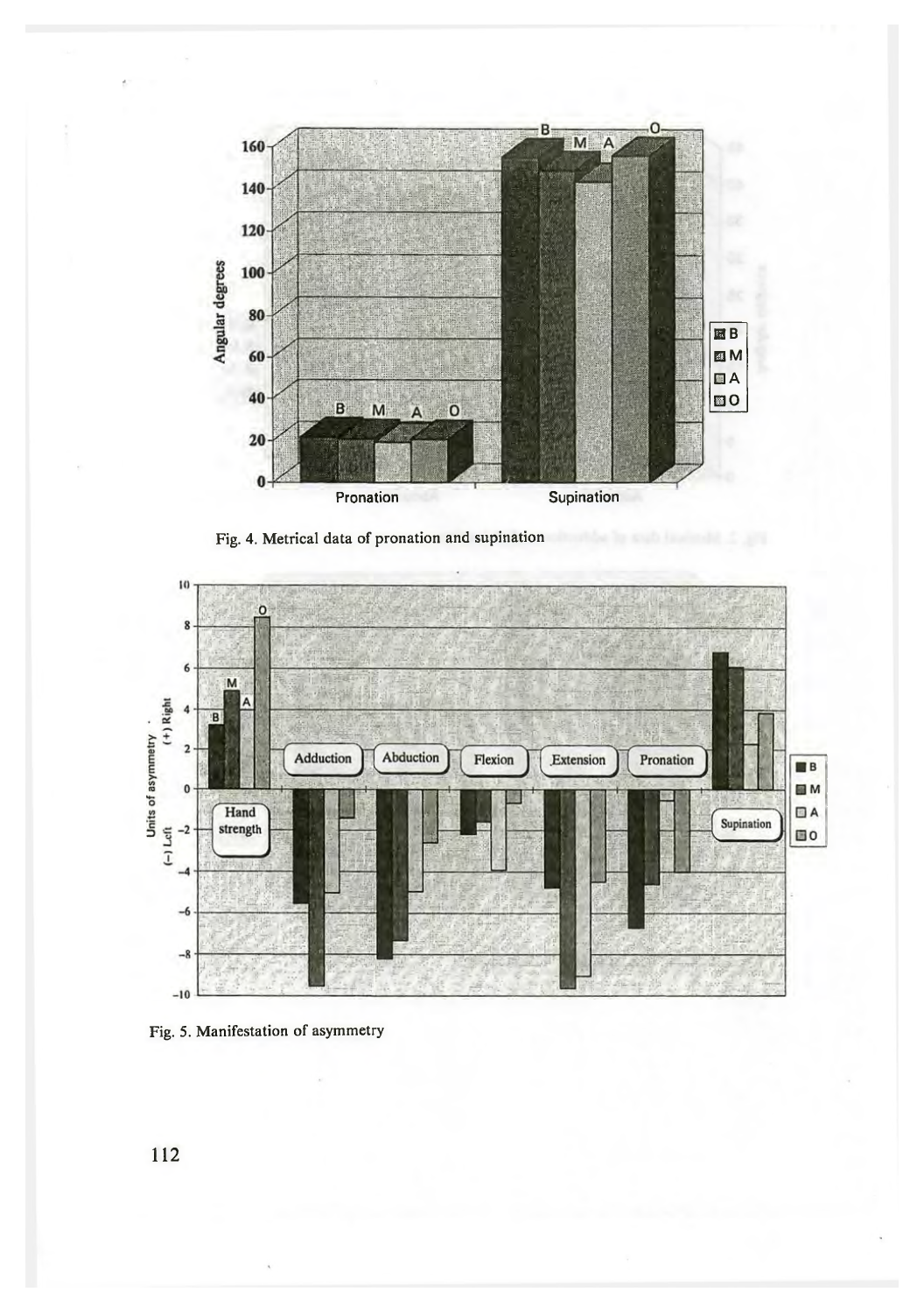Fig. 4. Metrical data of pronation and supination

Fig. 5. Manifestation of asymmetry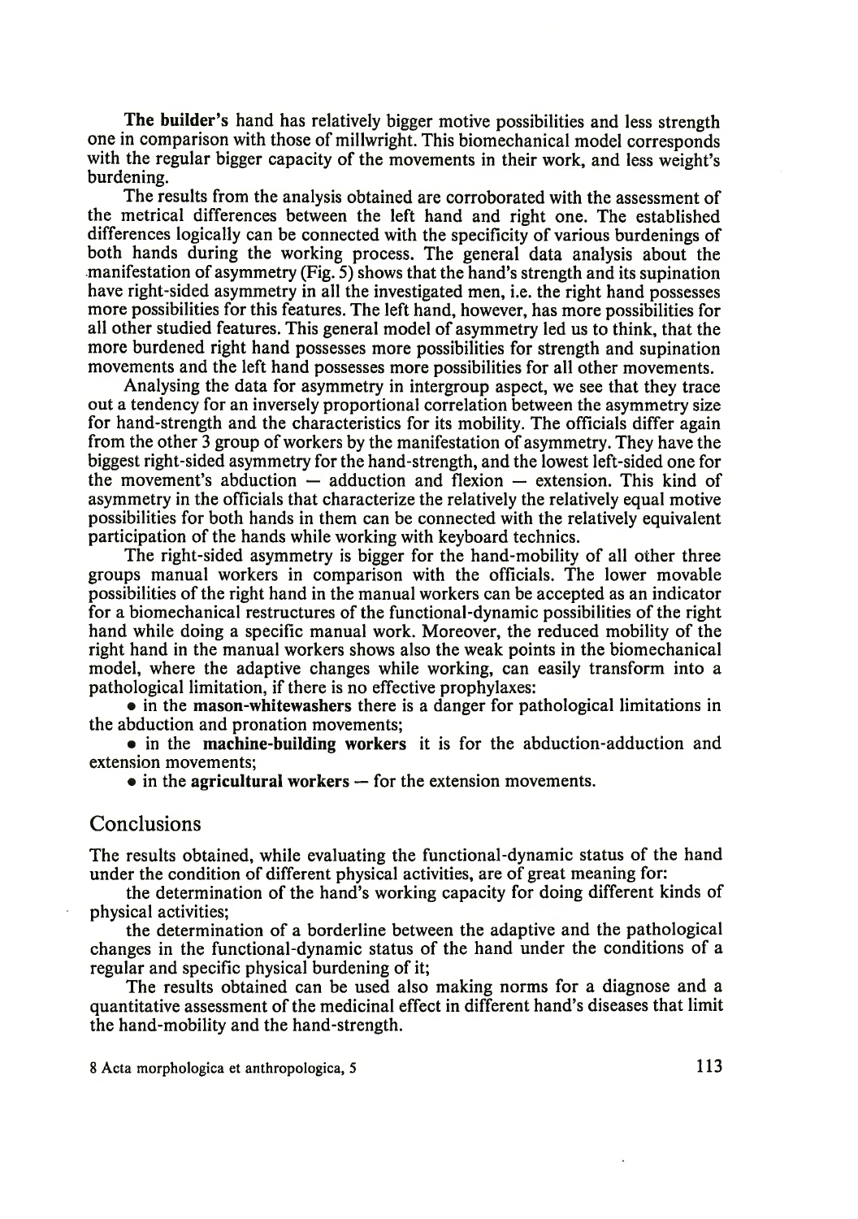**The builder's** hand has relatively bigger motive possibilities and less strength one in comparison with those of millwright. This biomechanical model corresponds with the regular bigger capacity of the movements in their work, and less weight's burdening.

The results from the analysis obtained are corroborated with the assessment of the metrical differences between the left hand and right one. The established differences logically can be connected with the specificity of various burdenings of both hands during the working process. The general data analysis about the manifestation of asymmetry (Fig. 5) shows that the hand's strength and its supination have right-sided asymmetry in all the investigated men, i.e. the right hand possesses more possibilities for this features. The left hand, however, has more possibilities for all other studied features. This general model of asymmetry led us to think, that the more burdened right hand possesses more possibilities for strength and supination movements and the left hand possesses more possibilities for all other movements.

Analysing the data for asymmetry in intergroup aspect, we see that they trace out a tendency for an inversely proportional correlation between the asymmetry size for hand-strength and the characteristics for its mobility. The officials differ again from the other 3 group of workers by the manifestation of asymmetry. They have the biggest right-sided asymmetry for the hand-strength, and the lowest left-sided one for the movement's abduction — adduction and flexion — extension. This kind of asymmetry in the officials that characterize the relatively the relatively equal motive possibilities for both hands in them can be connected with the relatively equivalent participation of the hands while working with keyboard technics.

The right-sided asymmetry is bigger for the hand-mobility of all other three groups manual workers in comparison with the officials. The lower movable possibilities of the right hand in the manual workers can be accepted as an indicator for a biomechanical restructures of the functional-dynamic possibilities of the right hand while doing a specific manual work. Moreover, the reduced mobility of the right hand in the manual workers shows also the weak points in the biomechanical model, where the adaptive changes while working, can easily transform into a pathological limitation, if there is no effective prophylaxes:

- in the **mason-whitewashers** there is a danger for pathological limitations in the abduction and pronation movements;
- in the **machine-building workers** it is for the abduction-adduction and extension movements;
- in the **agricultural workers** — for the extension movements.

## Conclusions

The results obtained, while evaluating the functional-dynamic status of the hand under the condition of different physical activities, are of great meaning for:

the determination of the hand's working capacity for doing different kinds of physical activities;

the determination of a borderline between the adaptive and the pathological changes in the functional-dynamic status of the hand under the conditions of a regular and specific physical burdening of it;

The results obtained can be used also making norms for a diagnose and a quantitative assessment of the medicinal effect in different hand's diseases that limit the hand-mobility and the hand-strength.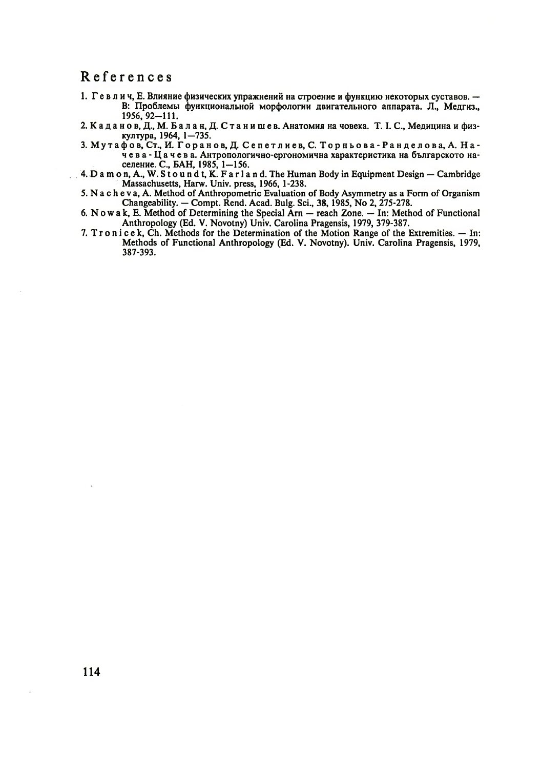## References

1. Г е в л и ч, Е. Влияние физических упражнений на строение и функцию некоторых суставов. — В: Проблемы функциональной морфологии двигательного аппарата. Л., Медгиз., 1956, 92—111.
2. К а д а н о в, Д., М. Б а л а н, Д. С т а н и ш е в. Анатомия на човека. Т. I. С., Медицина и физкултура, 1964, 1—735.
3. М у т а ф о в, Ст., И. Г о р а н о в, Д. С е п е т л и е в, С. Т о р н ь о в а - Р а н д е л о в а, А. Н а ч е в а - Ц а ч е в а. Антропологично-ергономична характеристика на българското население. С., БАН, 1985, 1—156.
4. D a m o n, A., W. S t o u n d t, K. F a r l a n d. The Human Body in Equipment Design — Cambridge Massachusetts, Harw. Univ. press, 1966, 1-238.
5. N a c h e v a, A. Method of Anthropometric Evaluation of Body Asymmetry as a Form of Organism Changeability. — Compt. Rend. Acad. Bulg. Sci., 38, 1985, No 2, 275-278.
6. N o w a k, E. Method of Determining the Special Arn — reach Zone. — In: Method of Functional Anthropology (Ed. V. Novotny) Univ. Carolina Pragensis, 1979, 379-387.
7. T r o n i c e k, Ch. Methods for the Determination of the Motion Range of the Extremities. — In: Methods of Functional Anthropology (Ed. V. Novotny). Univ. Carolina Pragensis, 1979, 387-393.